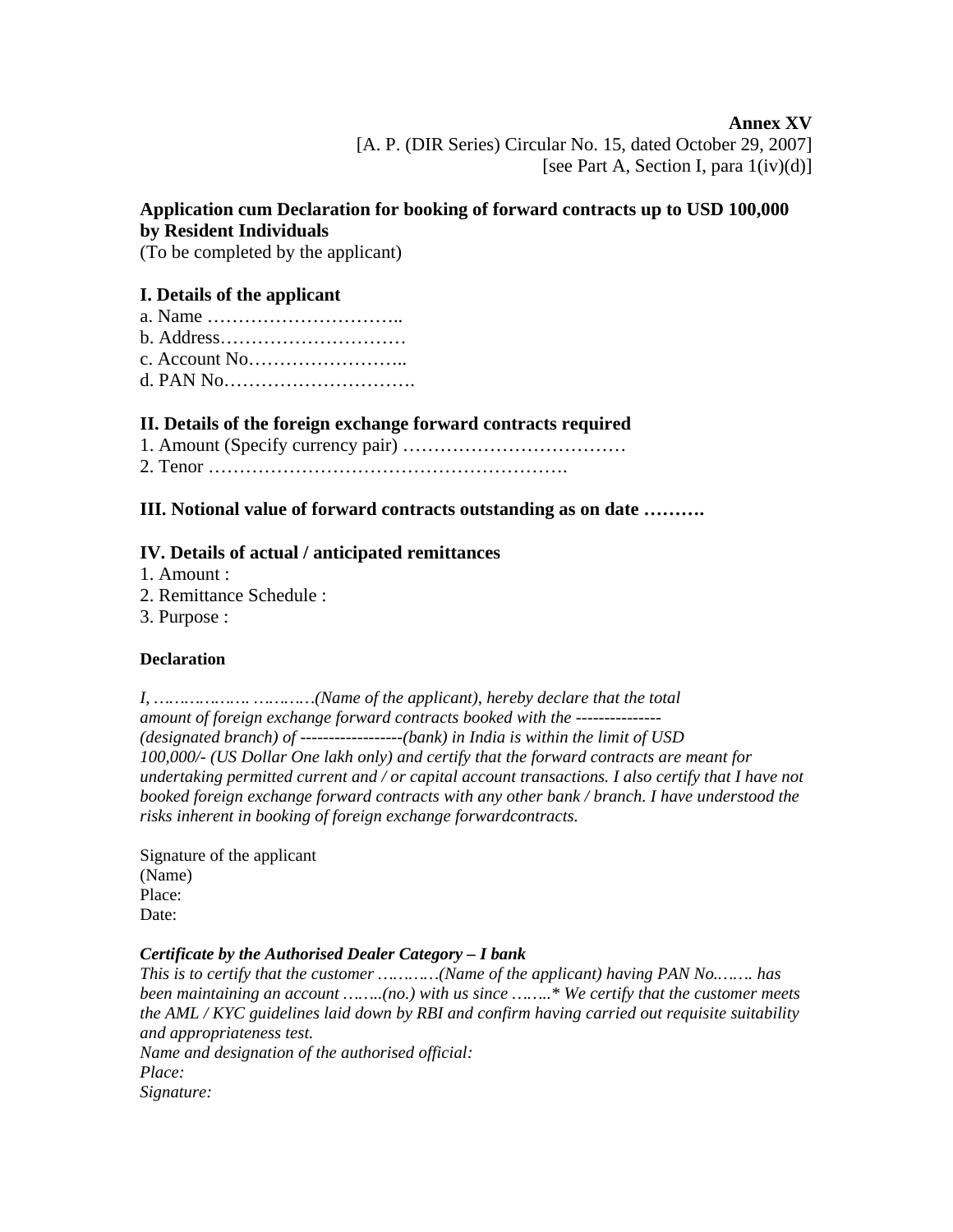**Annex XV**
[A. P. (DIR Series) Circular No. 15, dated October 29, 2007]
[see Part A, Section I, para 1(iv)(d)]

## Application cum Declaration for booking of forward contracts up to USD 100,000 by Resident Individuals

(To be completed by the applicant)

### I. Details of the applicant

a. Name …………………………..
b. Address…………………………
c. Account No……………………..
d. PAN No………………………….

### II. Details of the foreign exchange forward contracts required

1. Amount (Specify currency pair) ………………………………
2. Tenor ………………………………………………….

### III. Notional value of forward contracts outstanding as on date ……….

### IV. Details of actual / anticipated remittances

1. Amount :
2. Remittance Schedule :
3. Purpose :

**Declaration**

*I, ………………. …………(Name of the applicant), hereby declare that the total amount of foreign exchange forward contracts booked with the --------------- (designated branch) of -----------------(bank) in India is within the limit of USD 100,000/- (US Dollar One lakh only) and certify that the forward contracts are meant for undertaking permitted current and / or capital account transactions. I also certify that I have not booked foreign exchange forward contracts with any other bank / branch. I have understood the risks inherent in booking of foreign exchange forwardcontracts.*

Signature of the applicant
(Name)
Place:
Date:

***Certificate by the Authorised Dealer Category – I bank***

*This is to certify that the customer …………(Name of the applicant) having PAN No.……. has been maintaining an account ……..(no.) with us since ……..\* We certify that the customer meets the AML / KYC guidelines laid down by RBI and confirm having carried out requisite suitability and appropriateness test.*
*Name and designation of the authorised official:*
*Place:*
*Signature:*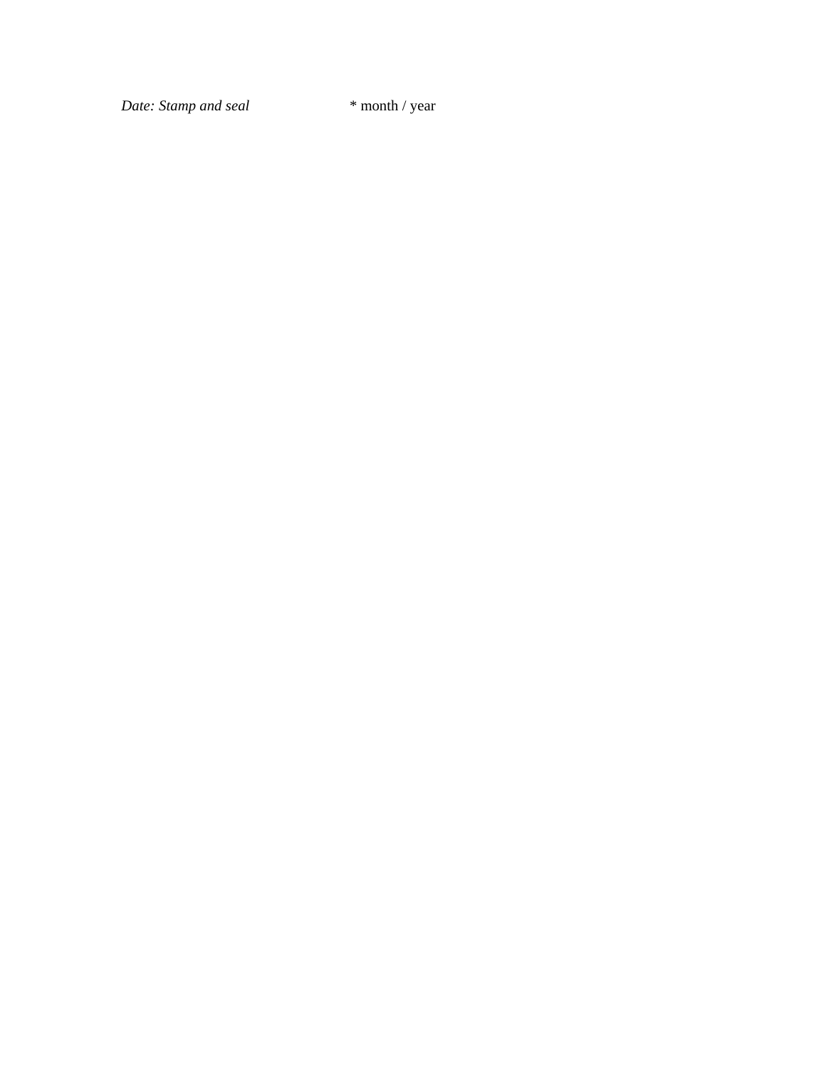*Date: Stamp and seal* * month / year